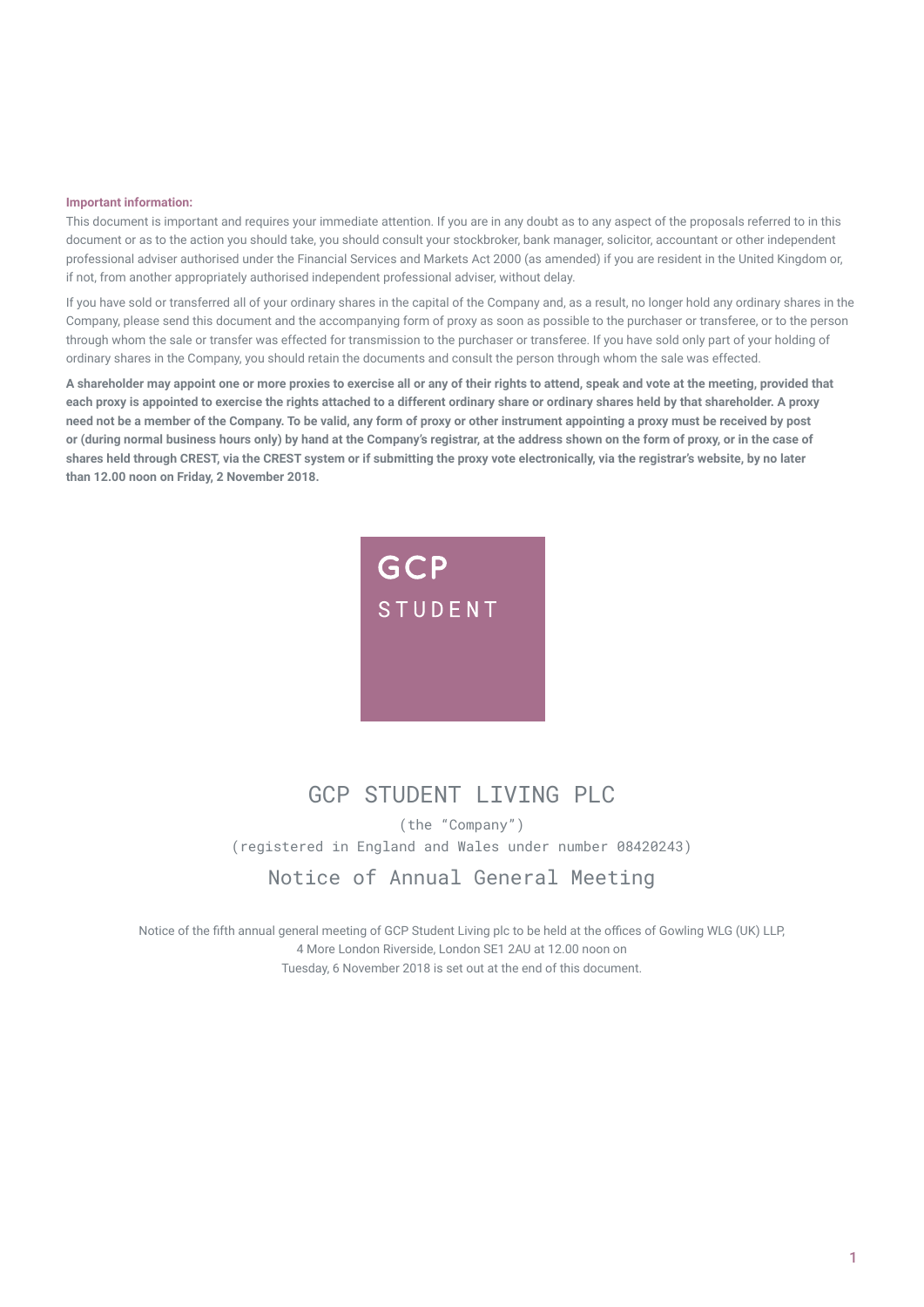**Important information:**

This document is important and requires your immediate attention. If you are in any doubt as to any aspect of the proposals referred to in this document or as to the action you should take, you should consult your stockbroker, bank manager, solicitor, accountant or other independent professional adviser authorised under the Financial Services and Markets Act 2000 (as amended) if you are resident in the United Kingdom or, if not, from another appropriately authorised independent professional adviser, without delay.

If you have sold or transferred all of your ordinary shares in the capital of the Company and, as a result, no longer hold any ordinary shares in the Company, please send this document and the accompanying form of proxy as soon as possible to the purchaser or transferee, or to the person through whom the sale or transfer was effected for transmission to the purchaser or transferee. If you have sold only part of your holding of ordinary shares in the Company, you should retain the documents and consult the person through whom the sale was effected.

**A shareholder may appoint one or more proxies to exercise all or any of their rights to attend, speak and vote at the meeting, provided that each proxy is appointed to exercise the rights attached to a different ordinary share or ordinary shares held by that shareholder. A proxy need not be a member of the Company. To be valid, any form of proxy or other instrument appointing a proxy must be received by post or (during normal business hours only) by hand at the Company's registrar, at the address shown on the form of proxy, or in the case of shares held through CREST, via the CREST system or if submitting the proxy vote electronically, via the registrar's website, by no later than 12.00 noon on Friday, 2 November 2018.**

GCP
STUDENT

# GCP STUDENT LIVING PLC

(the "Company")

(registered in England and Wales under number 08420243)

## Notice of Annual General Meeting

Notice of the fifth annual general meeting of GCP Student Living plc to be held at the offices of Gowling WLG (UK) LLP, 4 More London Riverside, London SE1 2AU at 12.00 noon on Tuesday, 6 November 2018 is set out at the end of this document.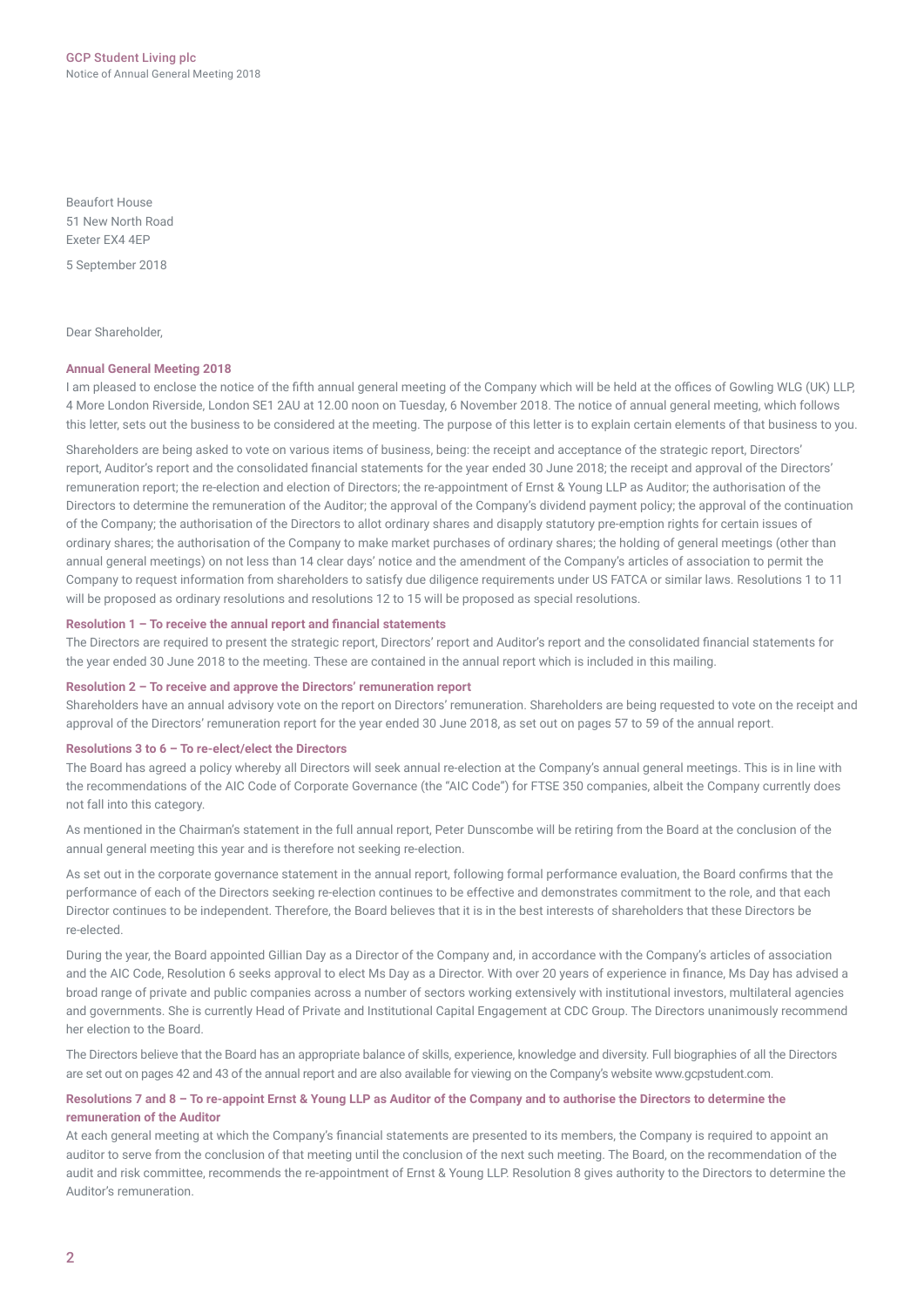Beaufort House
51 New North Road
Exeter EX4 4EP

5 September 2018

Dear Shareholder,

**Annual General Meeting 2018**

I am pleased to enclose the notice of the fifth annual general meeting of the Company which will be held at the offices of Gowling WLG (UK) LLP, 4 More London Riverside, London SE1 2AU at 12.00 noon on Tuesday, 6 November 2018. The notice of annual general meeting, which follows this letter, sets out the business to be considered at the meeting. The purpose of this letter is to explain certain elements of that business to you.

Shareholders are being asked to vote on various items of business, being: the receipt and acceptance of the strategic report, Directors' report, Auditor's report and the consolidated financial statements for the year ended 30 June 2018; the receipt and approval of the Directors' remuneration report; the re-election and election of Directors; the re-appointment of Ernst & Young LLP as Auditor; the authorisation of the Directors to determine the remuneration of the Auditor; the approval of the Company's dividend payment policy; the approval of the continuation of the Company; the authorisation of the Directors to allot ordinary shares and disapply statutory pre-emption rights for certain issues of ordinary shares; the authorisation of the Company to make market purchases of ordinary shares; the holding of general meetings (other than annual general meetings) on not less than 14 clear days' notice and the amendment of the Company's articles of association to permit the Company to request information from shareholders to satisfy due diligence requirements under US FATCA or similar laws. Resolutions 1 to 11 will be proposed as ordinary resolutions and resolutions 12 to 15 will be proposed as special resolutions.

**Resolution 1 – To receive the annual report and financial statements**

The Directors are required to present the strategic report, Directors' report and Auditor's report and the consolidated financial statements for the year ended 30 June 2018 to the meeting. These are contained in the annual report which is included in this mailing.

**Resolution 2 – To receive and approve the Directors' remuneration report**

Shareholders have an annual advisory vote on the report on Directors' remuneration. Shareholders are being requested to vote on the receipt and approval of the Directors' remuneration report for the year ended 30 June 2018, as set out on pages 57 to 59 of the annual report.

**Resolutions 3 to 6 – To re-elect/elect the Directors**

The Board has agreed a policy whereby all Directors will seek annual re-election at the Company's annual general meetings. This is in line with the recommendations of the AIC Code of Corporate Governance (the "AIC Code") for FTSE 350 companies, albeit the Company currently does not fall into this category.

As mentioned in the Chairman's statement in the full annual report, Peter Dunscombe will be retiring from the Board at the conclusion of the annual general meeting this year and is therefore not seeking re-election.

As set out in the corporate governance statement in the annual report, following formal performance evaluation, the Board confirms that the performance of each of the Directors seeking re-election continues to be effective and demonstrates commitment to the role, and that each Director continues to be independent. Therefore, the Board believes that it is in the best interests of shareholders that these Directors be re-elected.

During the year, the Board appointed Gillian Day as a Director of the Company and, in accordance with the Company's articles of association and the AIC Code, Resolution 6 seeks approval to elect Ms Day as a Director. With over 20 years of experience in finance, Ms Day has advised a broad range of private and public companies across a number of sectors working extensively with institutional investors, multilateral agencies and governments. She is currently Head of Private and Institutional Capital Engagement at CDC Group. The Directors unanimously recommend her election to the Board.

The Directors believe that the Board has an appropriate balance of skills, experience, knowledge and diversity. Full biographies of all the Directors are set out on pages 42 and 43 of the annual report and are also available for viewing on the Company's website www.gcpstudent.com.

**Resolutions 7 and 8 – To re-appoint Ernst & Young LLP as Auditor of the Company and to authorise the Directors to determine the remuneration of the Auditor**

At each general meeting at which the Company's financial statements are presented to its members, the Company is required to appoint an auditor to serve from the conclusion of that meeting until the conclusion of the next such meeting. The Board, on the recommendation of the audit and risk committee, recommends the re-appointment of Ernst & Young LLP. Resolution 8 gives authority to the Directors to determine the Auditor's remuneration.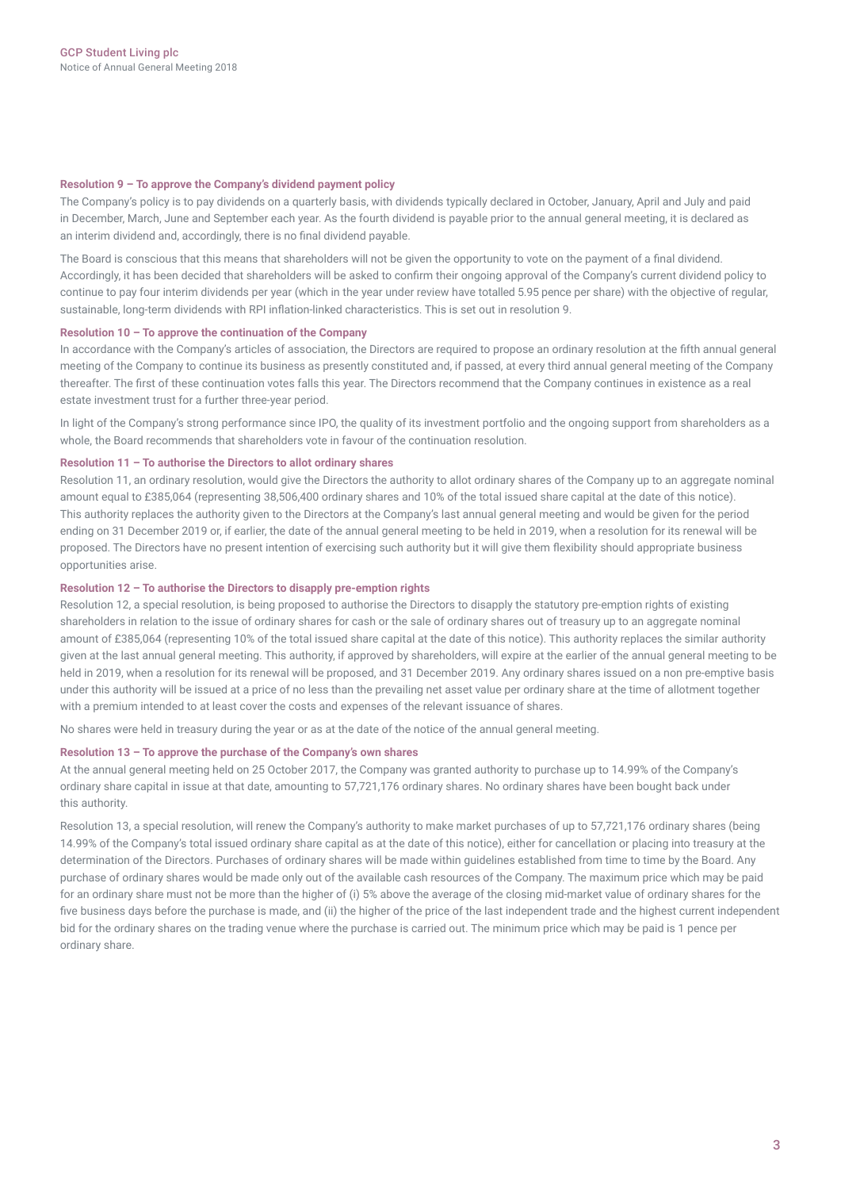#### Resolution 9 – To approve the Company's dividend payment policy

The Company's policy is to pay dividends on a quarterly basis, with dividends typically declared in October, January, April and July and paid in December, March, June and September each year. As the fourth dividend is payable prior to the annual general meeting, it is declared as an interim dividend and, accordingly, there is no final dividend payable.

The Board is conscious that this means that shareholders will not be given the opportunity to vote on the payment of a final dividend. Accordingly, it has been decided that shareholders will be asked to confirm their ongoing approval of the Company's current dividend policy to continue to pay four interim dividends per year (which in the year under review have totalled 5.95 pence per share) with the objective of regular, sustainable, long-term dividends with RPI inflation-linked characteristics. This is set out in resolution 9.

#### Resolution 10 – To approve the continuation of the Company

In accordance with the Company's articles of association, the Directors are required to propose an ordinary resolution at the fifth annual general meeting of the Company to continue its business as presently constituted and, if passed, at every third annual general meeting of the Company thereafter. The first of these continuation votes falls this year. The Directors recommend that the Company continues in existence as a real estate investment trust for a further three-year period.

In light of the Company's strong performance since IPO, the quality of its investment portfolio and the ongoing support from shareholders as a whole, the Board recommends that shareholders vote in favour of the continuation resolution.

#### Resolution 11 – To authorise the Directors to allot ordinary shares

Resolution 11, an ordinary resolution, would give the Directors the authority to allot ordinary shares of the Company up to an aggregate nominal amount equal to £385,064 (representing 38,506,400 ordinary shares and 10% of the total issued share capital at the date of this notice). This authority replaces the authority given to the Directors at the Company's last annual general meeting and would be given for the period ending on 31 December 2019 or, if earlier, the date of the annual general meeting to be held in 2019, when a resolution for its renewal will be proposed. The Directors have no present intention of exercising such authority but it will give them flexibility should appropriate business opportunities arise.

#### Resolution 12 – To authorise the Directors to disapply pre-emption rights

Resolution 12, a special resolution, is being proposed to authorise the Directors to disapply the statutory pre-emption rights of existing shareholders in relation to the issue of ordinary shares for cash or the sale of ordinary shares out of treasury up to an aggregate nominal amount of £385,064 (representing 10% of the total issued share capital at the date of this notice). This authority replaces the similar authority given at the last annual general meeting. This authority, if approved by shareholders, will expire at the earlier of the annual general meeting to be held in 2019, when a resolution for its renewal will be proposed, and 31 December 2019. Any ordinary shares issued on a non pre-emptive basis under this authority will be issued at a price of no less than the prevailing net asset value per ordinary share at the time of allotment together with a premium intended to at least cover the costs and expenses of the relevant issuance of shares.

No shares were held in treasury during the year or as at the date of the notice of the annual general meeting.

#### Resolution 13 – To approve the purchase of the Company's own shares

At the annual general meeting held on 25 October 2017, the Company was granted authority to purchase up to 14.99% of the Company's ordinary share capital in issue at that date, amounting to 57,721,176 ordinary shares. No ordinary shares have been bought back under this authority.

Resolution 13, a special resolution, will renew the Company's authority to make market purchases of up to 57,721,176 ordinary shares (being 14.99% of the Company's total issued ordinary share capital as at the date of this notice), either for cancellation or placing into treasury at the determination of the Directors. Purchases of ordinary shares will be made within guidelines established from time to time by the Board. Any purchase of ordinary shares would be made only out of the available cash resources of the Company. The maximum price which may be paid for an ordinary share must not be more than the higher of (i) 5% above the average of the closing mid-market value of ordinary shares for the five business days before the purchase is made, and (ii) the higher of the price of the last independent trade and the highest current independent bid for the ordinary shares on the trading venue where the purchase is carried out. The minimum price which may be paid is 1 pence per ordinary share.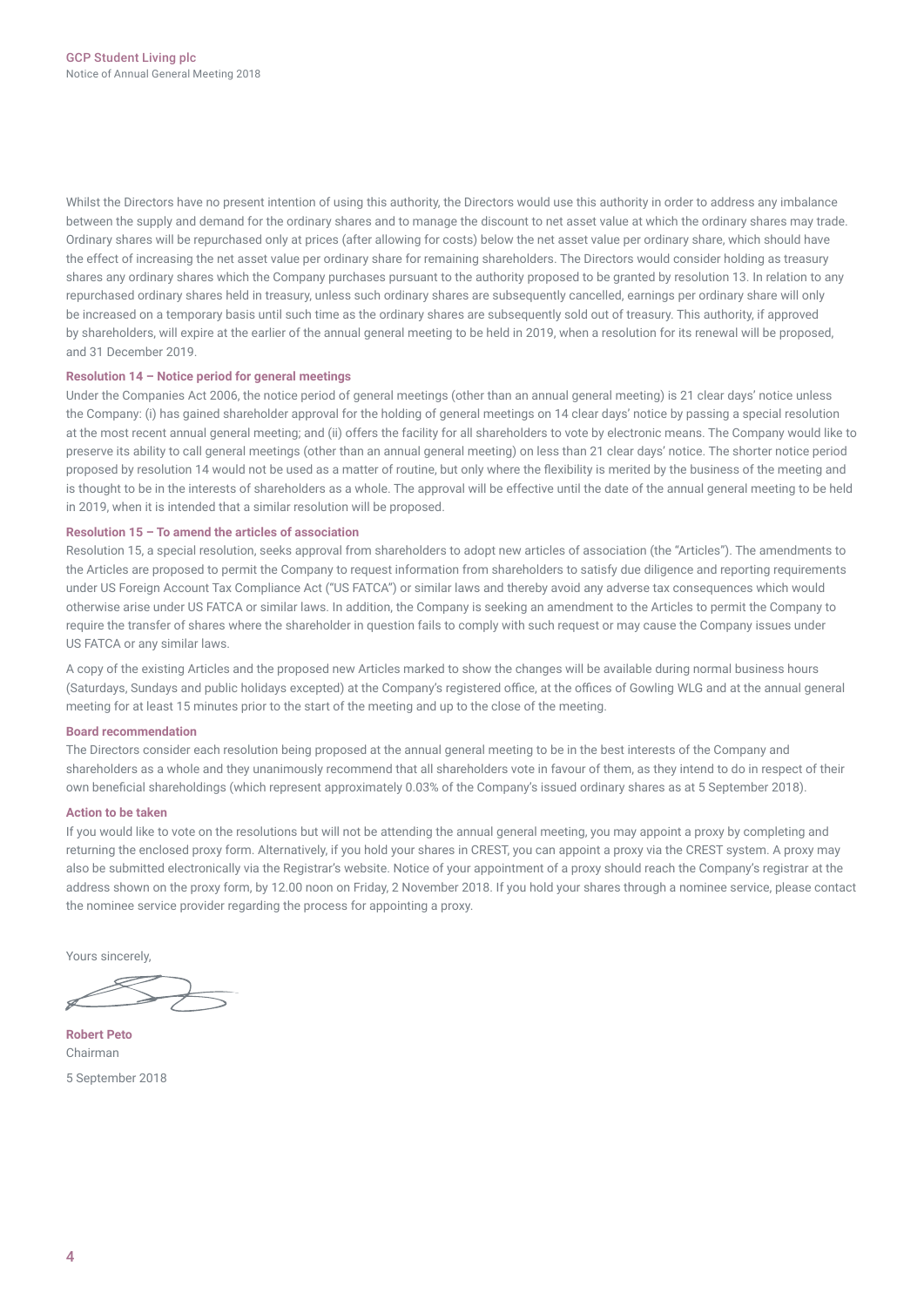Whilst the Directors have no present intention of using this authority, the Directors would use this authority in order to address any imbalance between the supply and demand for the ordinary shares and to manage the discount to net asset value at which the ordinary shares may trade. Ordinary shares will be repurchased only at prices (after allowing for costs) below the net asset value per ordinary share, which should have the effect of increasing the net asset value per ordinary share for remaining shareholders. The Directors would consider holding as treasury shares any ordinary shares which the Company purchases pursuant to the authority proposed to be granted by resolution 13. In relation to any repurchased ordinary shares held in treasury, unless such ordinary shares are subsequently cancelled, earnings per ordinary share will only be increased on a temporary basis until such time as the ordinary shares are subsequently sold out of treasury. This authority, if approved by shareholders, will expire at the earlier of the annual general meeting to be held in 2019, when a resolution for its renewal will be proposed, and 31 December 2019.

**Resolution 14 – Notice period for general meetings**

Under the Companies Act 2006, the notice period of general meetings (other than an annual general meeting) is 21 clear days' notice unless the Company: (i) has gained shareholder approval for the holding of general meetings on 14 clear days' notice by passing a special resolution at the most recent annual general meeting; and (ii) offers the facility for all shareholders to vote by electronic means. The Company would like to preserve its ability to call general meetings (other than an annual general meeting) on less than 21 clear days' notice. The shorter notice period proposed by resolution 14 would not be used as a matter of routine, but only where the flexibility is merited by the business of the meeting and is thought to be in the interests of shareholders as a whole. The approval will be effective until the date of the annual general meeting to be held in 2019, when it is intended that a similar resolution will be proposed.

**Resolution 15 – To amend the articles of association**

Resolution 15, a special resolution, seeks approval from shareholders to adopt new articles of association (the "Articles"). The amendments to the Articles are proposed to permit the Company to request information from shareholders to satisfy due diligence and reporting requirements under US Foreign Account Tax Compliance Act ("US FATCA") or similar laws and thereby avoid any adverse tax consequences which would otherwise arise under US FATCA or similar laws. In addition, the Company is seeking an amendment to the Articles to permit the Company to require the transfer of shares where the shareholder in question fails to comply with such request or may cause the Company issues under US FATCA or any similar laws.

A copy of the existing Articles and the proposed new Articles marked to show the changes will be available during normal business hours (Saturdays, Sundays and public holidays excepted) at the Company's registered office, at the offices of Gowling WLG and at the annual general meeting for at least 15 minutes prior to the start of the meeting and up to the close of the meeting.

**Board recommendation**

The Directors consider each resolution being proposed at the annual general meeting to be in the best interests of the Company and shareholders as a whole and they unanimously recommend that all shareholders vote in favour of them, as they intend to do in respect of their own beneficial shareholdings (which represent approximately 0.03% of the Company's issued ordinary shares as at 5 September 2018).

**Action to be taken**

If you would like to vote on the resolutions but will not be attending the annual general meeting, you may appoint a proxy by completing and returning the enclosed proxy form. Alternatively, if you hold your shares in CREST, you can appoint a proxy via the CREST system. A proxy may also be submitted electronically via the Registrar's website. Notice of your appointment of a proxy should reach the Company's registrar at the address shown on the proxy form, by 12.00 noon on Friday, 2 November 2018. If you hold your shares through a nominee service, please contact the nominee service provider regarding the process for appointing a proxy.

Yours sincerely,

**Robert Peto**
Chairman

5 September 2018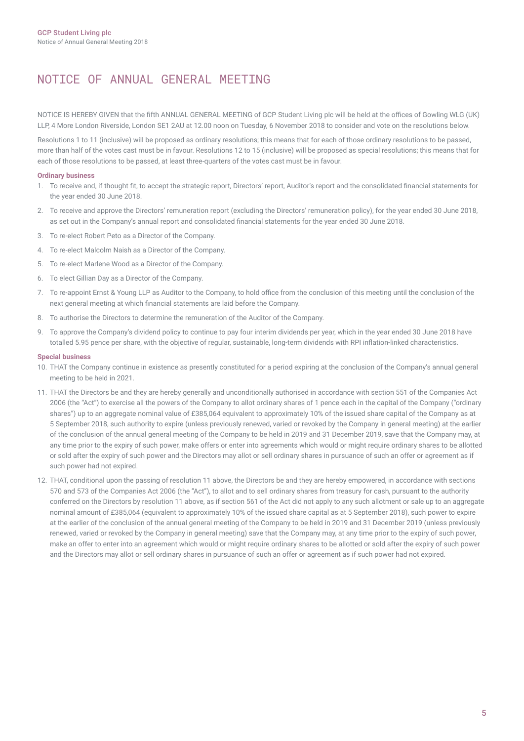# NOTICE OF ANNUAL GENERAL MEETING

NOTICE IS HEREBY GIVEN that the fifth ANNUAL GENERAL MEETING of GCP Student Living plc will be held at the offices of Gowling WLG (UK) LLP, 4 More London Riverside, London SE1 2AU at 12.00 noon on Tuesday, 6 November 2018 to consider and vote on the resolutions below.

Resolutions 1 to 11 (inclusive) will be proposed as ordinary resolutions; this means that for each of those ordinary resolutions to be passed, more than half of the votes cast must be in favour. Resolutions 12 to 15 (inclusive) will be proposed as special resolutions; this means that for each of those resolutions to be passed, at least three-quarters of the votes cast must be in favour.

**Ordinary business**

1. To receive and, if thought fit, to accept the strategic report, Directors' report, Auditor's report and the consolidated financial statements for the year ended 30 June 2018.
2. To receive and approve the Directors' remuneration report (excluding the Directors' remuneration policy), for the year ended 30 June 2018, as set out in the Company's annual report and consolidated financial statements for the year ended 30 June 2018.
3. To re-elect Robert Peto as a Director of the Company.
4. To re-elect Malcolm Naish as a Director of the Company.
5. To re-elect Marlene Wood as a Director of the Company.
6. To elect Gillian Day as a Director of the Company.
7. To re-appoint Ernst & Young LLP as Auditor to the Company, to hold office from the conclusion of this meeting until the conclusion of the next general meeting at which financial statements are laid before the Company.
8. To authorise the Directors to determine the remuneration of the Auditor of the Company.
9. To approve the Company's dividend policy to continue to pay four interim dividends per year, which in the year ended 30 June 2018 have totalled 5.95 pence per share, with the objective of regular, sustainable, long-term dividends with RPI inflation-linked characteristics.

**Special business**

10. THAT the Company continue in existence as presently constituted for a period expiring at the conclusion of the Company's annual general meeting to be held in 2021.
11. THAT the Directors be and they are hereby generally and unconditionally authorised in accordance with section 551 of the Companies Act 2006 (the "Act") to exercise all the powers of the Company to allot ordinary shares of 1 pence each in the capital of the Company ("ordinary shares") up to an aggregate nominal value of £385,064 equivalent to approximately 10% of the issued share capital of the Company as at 5 September 2018, such authority to expire (unless previously renewed, varied or revoked by the Company in general meeting) at the earlier of the conclusion of the annual general meeting of the Company to be held in 2019 and 31 December 2019, save that the Company may, at any time prior to the expiry of such power, make offers or enter into agreements which would or might require ordinary shares to be allotted or sold after the expiry of such power and the Directors may allot or sell ordinary shares in pursuance of such an offer or agreement as if such power had not expired.
12. THAT, conditional upon the passing of resolution 11 above, the Directors be and they are hereby empowered, in accordance with sections 570 and 573 of the Companies Act 2006 (the "Act"), to allot and to sell ordinary shares from treasury for cash, pursuant to the authority conferred on the Directors by resolution 11 above, as if section 561 of the Act did not apply to any such allotment or sale up to an aggregate nominal amount of £385,064 (equivalent to approximately 10% of the issued share capital as at 5 September 2018), such power to expire at the earlier of the conclusion of the annual general meeting of the Company to be held in 2019 and 31 December 2019 (unless previously renewed, varied or revoked by the Company in general meeting) save that the Company may, at any time prior to the expiry of such power, make an offer to enter into an agreement which would or might require ordinary shares to be allotted or sold after the expiry of such power and the Directors may allot or sell ordinary shares in pursuance of such an offer or agreement as if such power had not expired.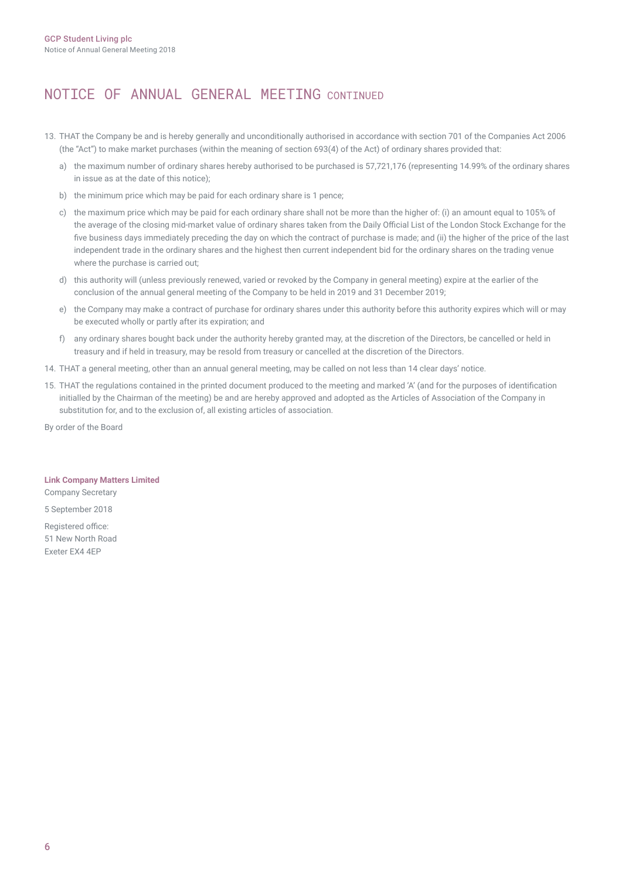# NOTICE OF ANNUAL GENERAL MEETING CONTINUED

13. THAT the Company be and is hereby generally and unconditionally authorised in accordance with section 701 of the Companies Act 2006 (the "Act") to make market purchases (within the meaning of section 693(4) of the Act) of ordinary shares provided that:

    a) the maximum number of ordinary shares hereby authorised to be purchased is 57,721,176 (representing 14.99% of the ordinary shares in issue as at the date of this notice);

    b) the minimum price which may be paid for each ordinary share is 1 pence;

    c) the maximum price which may be paid for each ordinary share shall not be more than the higher of: (i) an amount equal to 105% of the average of the closing mid-market value of ordinary shares taken from the Daily Official List of the London Stock Exchange for the five business days immediately preceding the day on which the contract of purchase is made; and (ii) the higher of the price of the last independent trade in the ordinary shares and the highest then current independent bid for the ordinary shares on the trading venue where the purchase is carried out;

    d) this authority will (unless previously renewed, varied or revoked by the Company in general meeting) expire at the earlier of the conclusion of the annual general meeting of the Company to be held in 2019 and 31 December 2019;

    e) the Company may make a contract of purchase for ordinary shares under this authority before this authority expires which will or may be executed wholly or partly after its expiration; and

    f) any ordinary shares bought back under the authority hereby granted may, at the discretion of the Directors, be cancelled or held in treasury and if held in treasury, may be resold from treasury or cancelled at the discretion of the Directors.

14. THAT a general meeting, other than an annual general meeting, may be called on not less than 14 clear days' notice.

15. THAT the regulations contained in the printed document produced to the meeting and marked 'A' (and for the purposes of identification initialled by the Chairman of the meeting) be and are hereby approved and adopted as the Articles of Association of the Company in substitution for, and to the exclusion of, all existing articles of association.

By order of the Board

**Link Company Matters Limited**
Company Secretary

5 September 2018

Registered office:
51 New North Road
Exeter EX4 4EP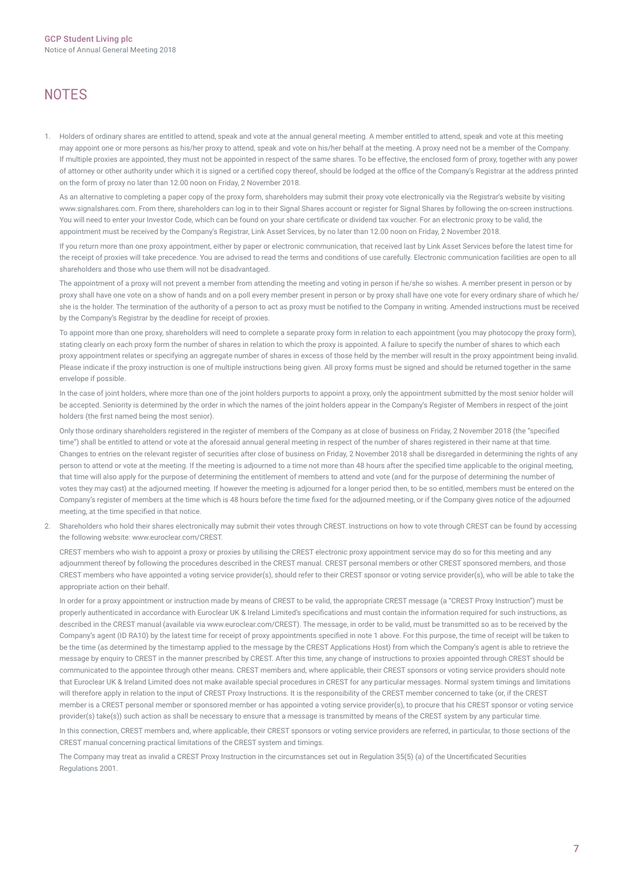# NOTES

1. Holders of ordinary shares are entitled to attend, speak and vote at the annual general meeting. A member entitled to attend, speak and vote at this meeting may appoint one or more persons as his/her proxy to attend, speak and vote on his/her behalf at the meeting. A proxy need not be a member of the Company. If multiple proxies are appointed, they must not be appointed in respect of the same shares. To be effective, the enclosed form of proxy, together with any power of attorney or other authority under which it is signed or a certified copy thereof, should be lodged at the office of the Company's Registrar at the address printed on the form of proxy no later than 12.00 noon on Friday, 2 November 2018.

   As an alternative to completing a paper copy of the proxy form, shareholders may submit their proxy vote electronically via the Registrar's website by visiting www.signalshares.com. From there, shareholders can log in to their Signal Shares account or register for Signal Shares by following the on-screen instructions. You will need to enter your Investor Code, which can be found on your share certificate or dividend tax voucher. For an electronic proxy to be valid, the appointment must be received by the Company's Registrar, Link Asset Services, by no later than 12.00 noon on Friday, 2 November 2018.

   If you return more than one proxy appointment, either by paper or electronic communication, that received last by Link Asset Services before the latest time for the receipt of proxies will take precedence. You are advised to read the terms and conditions of use carefully. Electronic communication facilities are open to all shareholders and those who use them will not be disadvantaged.

   The appointment of a proxy will not prevent a member from attending the meeting and voting in person if he/she so wishes. A member present in person or by proxy shall have one vote on a show of hands and on a poll every member present in person or by proxy shall have one vote for every ordinary share of which he/she is the holder. The termination of the authority of a person to act as proxy must be notified to the Company in writing. Amended instructions must be received by the Company's Registrar by the deadline for receipt of proxies.

   To appoint more than one proxy, shareholders will need to complete a separate proxy form in relation to each appointment (you may photocopy the proxy form), stating clearly on each proxy form the number of shares in relation to which the proxy is appointed. A failure to specify the number of shares to which each proxy appointment relates or specifying an aggregate number of shares in excess of those held by the member will result in the proxy appointment being invalid. Please indicate if the proxy instruction is one of multiple instructions being given. All proxy forms must be signed and should be returned together in the same envelope if possible.

   In the case of joint holders, where more than one of the joint holders purports to appoint a proxy, only the appointment submitted by the most senior holder will be accepted. Seniority is determined by the order in which the names of the joint holders appear in the Company's Register of Members in respect of the joint holders (the first named being the most senior).

   Only those ordinary shareholders registered in the register of members of the Company as at close of business on Friday, 2 November 2018 (the "specified time") shall be entitled to attend or vote at the aforesaid annual general meeting in respect of the number of shares registered in their name at that time. Changes to entries on the relevant register of securities after close of business on Friday, 2 November 2018 shall be disregarded in determining the rights of any person to attend or vote at the meeting. If the meeting is adjourned to a time not more than 48 hours after the specified time applicable to the original meeting, that time will also apply for the purpose of determining the entitlement of members to attend and vote (and for the purpose of determining the number of votes they may cast) at the adjourned meeting. If however the meeting is adjourned for a longer period then, to be so entitled, members must be entered on the Company's register of members at the time which is 48 hours before the time fixed for the adjourned meeting, or if the Company gives notice of the adjourned meeting, at the time specified in that notice.

2. Shareholders who hold their shares electronically may submit their votes through CREST. Instructions on how to vote through CREST can be found by accessing the following website: www.euroclear.com/CREST.

   CREST members who wish to appoint a proxy or proxies by utilising the CREST electronic proxy appointment service may do so for this meeting and any adjournment thereof by following the procedures described in the CREST manual. CREST personal members or other CREST sponsored members, and those CREST members who have appointed a voting service provider(s), should refer to their CREST sponsor or voting service provider(s), who will be able to take the appropriate action on their behalf.

   In order for a proxy appointment or instruction made by means of CREST to be valid, the appropriate CREST message (a "CREST Proxy Instruction") must be properly authenticated in accordance with Euroclear UK & Ireland Limited's specifications and must contain the information required for such instructions, as described in the CREST manual (available via www.euroclear.com/CREST). The message, in order to be valid, must be transmitted so as to be received by the Company's agent (ID RA10) by the latest time for receipt of proxy appointments specified in note 1 above. For this purpose, the time of receipt will be taken to be the time (as determined by the timestamp applied to the message by the CREST Applications Host) from which the Company's agent is able to retrieve the message by enquiry to CREST in the manner prescribed by CREST. After this time, any change of instructions to proxies appointed through CREST should be communicated to the appointee through other means. CREST members and, where applicable, their CREST sponsors or voting service providers should note that Euroclear UK & Ireland Limited does not make available special procedures in CREST for any particular messages. Normal system timings and limitations will therefore apply in relation to the input of CREST Proxy Instructions. It is the responsibility of the CREST member concerned to take (or, if the CREST member is a CREST personal member or sponsored member or has appointed a voting service provider(s), to procure that his CREST sponsor or voting service provider(s) take(s)) such action as shall be necessary to ensure that a message is transmitted by means of the CREST system by any particular time.

   In this connection, CREST members and, where applicable, their CREST sponsors or voting service providers are referred, in particular, to those sections of the CREST manual concerning practical limitations of the CREST system and timings.

   The Company may treat as invalid a CREST Proxy Instruction in the circumstances set out in Regulation 35(5) (a) of the Uncertificated Securities Regulations 2001.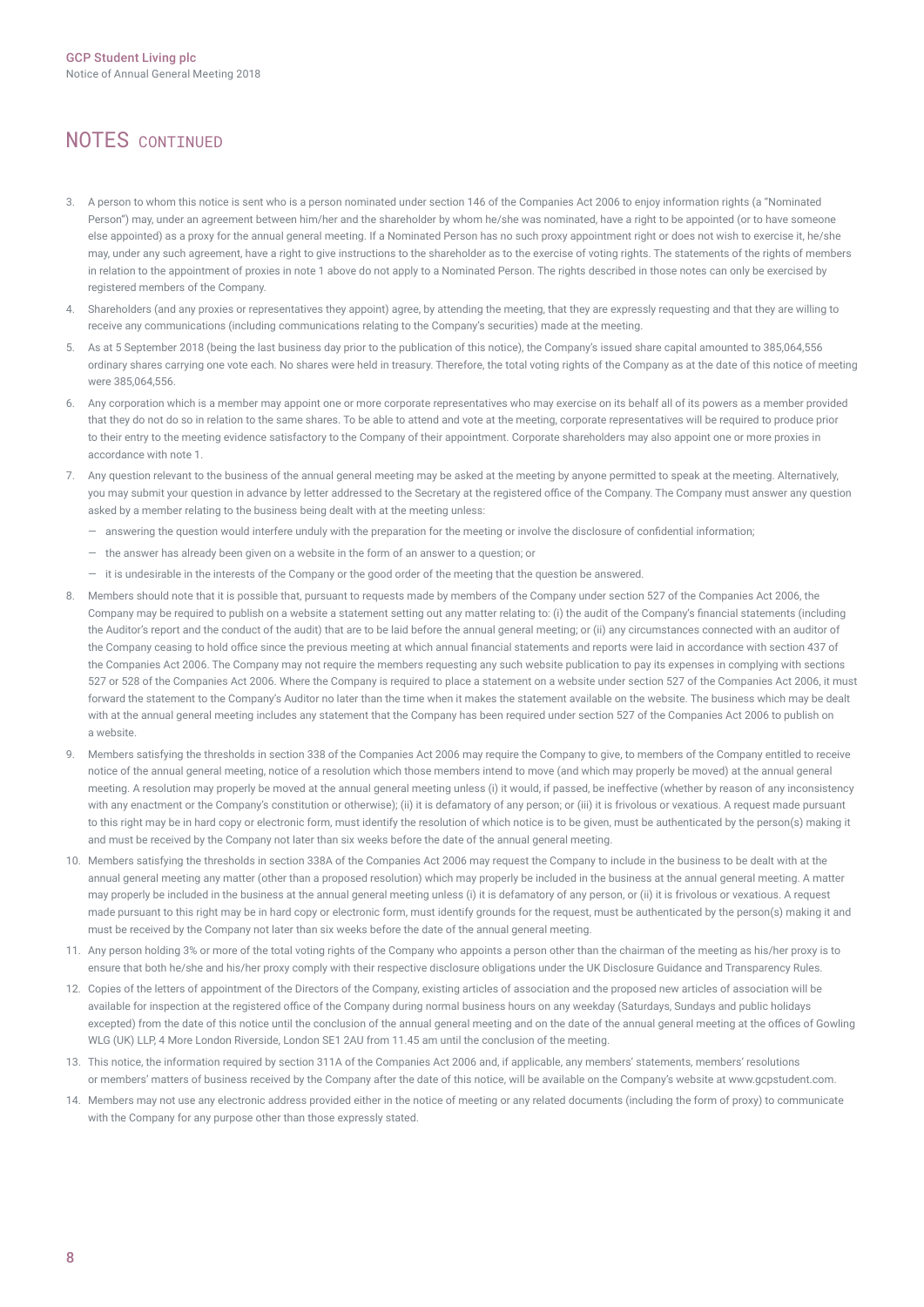## NOTES CONTINUED

3. A person to whom this notice is sent who is a person nominated under section 146 of the Companies Act 2006 to enjoy information rights (a "Nominated Person") may, under an agreement between him/her and the shareholder by whom he/she was nominated, have a right to be appointed (or to have someone else appointed) as a proxy for the annual general meeting. If a Nominated Person has no such proxy appointment right or does not wish to exercise it, he/she may, under any such agreement, have a right to give instructions to the shareholder as to the exercise of voting rights. The statements of the rights of members in relation to the appointment of proxies in note 1 above do not apply to a Nominated Person. The rights described in those notes can only be exercised by registered members of the Company.
4. Shareholders (and any proxies or representatives they appoint) agree, by attending the meeting, that they are expressly requesting and that they are willing to receive any communications (including communications relating to the Company's securities) made at the meeting.
5. As at 5 September 2018 (being the last business day prior to the publication of this notice), the Company's issued share capital amounted to 385,064,556 ordinary shares carrying one vote each. No shares were held in treasury. Therefore, the total voting rights of the Company as at the date of this notice of meeting were 385,064,556.
6. Any corporation which is a member may appoint one or more corporate representatives who may exercise on its behalf all of its powers as a member provided that they do not do so in relation to the same shares. To be able to attend and vote at the meeting, corporate representatives will be required to produce prior to their entry to the meeting evidence satisfactory to the Company of their appointment. Corporate shareholders may also appoint one or more proxies in accordance with note 1.
7. Any question relevant to the business of the annual general meeting may be asked at the meeting by anyone permitted to speak at the meeting. Alternatively, you may submit your question in advance by letter addressed to the Secretary at the registered office of the Company. The Company must answer any question asked by a member relating to the business being dealt with at the meeting unless:
   - answering the question would interfere unduly with the preparation for the meeting or involve the disclosure of confidential information;
   - the answer has already been given on a website in the form of an answer to a question; or
   - it is undesirable in the interests of the Company or the good order of the meeting that the question be answered.
8. Members should note that it is possible that, pursuant to requests made by members of the Company under section 527 of the Companies Act 2006, the Company may be required to publish on a website a statement setting out any matter relating to: (i) the audit of the Company's financial statements (including the Auditor's report and the conduct of the audit) that are to be laid before the annual general meeting; or (ii) any circumstances connected with an auditor of the Company ceasing to hold office since the previous meeting at which annual financial statements and reports were laid in accordance with section 437 of the Companies Act 2006. The Company may not require the members requesting any such website publication to pay its expenses in complying with sections 527 or 528 of the Companies Act 2006. Where the Company is required to place a statement on a website under section 527 of the Companies Act 2006, it must forward the statement to the Company's Auditor no later than the time when it makes the statement available on the website. The business which may be dealt with at the annual general meeting includes any statement that the Company has been required under section 527 of the Companies Act 2006 to publish on a website.
9. Members satisfying the thresholds in section 338 of the Companies Act 2006 may require the Company to give, to members of the Company entitled to receive notice of the annual general meeting, notice of a resolution which those members intend to move (and which may properly be moved) at the annual general meeting. A resolution may properly be moved at the annual general meeting unless (i) it would, if passed, be ineffective (whether by reason of any inconsistency with any enactment or the Company's constitution or otherwise); (ii) it is defamatory of any person; or (iii) it is frivolous or vexatious. A request made pursuant to this right may be in hard copy or electronic form, must identify the resolution of which notice is to be given, must be authenticated by the person(s) making it and must be received by the Company not later than six weeks before the date of the annual general meeting.
10. Members satisfying the thresholds in section 338A of the Companies Act 2006 may request the Company to include in the business to be dealt with at the annual general meeting any matter (other than a proposed resolution) which may properly be included in the business at the annual general meeting. A matter may properly be included in the business at the annual general meeting unless (i) it is defamatory of any person, or (ii) it is frivolous or vexatious. A request made pursuant to this right may be in hard copy or electronic form, must identify grounds for the request, must be authenticated by the person(s) making it and must be received by the Company not later than six weeks before the date of the annual general meeting.
11. Any person holding 3% or more of the total voting rights of the Company who appoints a person other than the chairman of the meeting as his/her proxy is to ensure that both he/she and his/her proxy comply with their respective disclosure obligations under the UK Disclosure Guidance and Transparency Rules.
12. Copies of the letters of appointment of the Directors of the Company, existing articles of association and the proposed new articles of association will be available for inspection at the registered office of the Company during normal business hours on any weekday (Saturdays, Sundays and public holidays excepted) from the date of this notice until the conclusion of the annual general meeting and on the date of the annual general meeting at the offices of Gowling WLG (UK) LLP, 4 More London Riverside, London SE1 2AU from 11.45 am until the conclusion of the meeting.
13. This notice, the information required by section 311A of the Companies Act 2006 and, if applicable, any members' statements, members' resolutions or members' matters of business received by the Company after the date of this notice, will be available on the Company's website at www.gcpstudent.com.
14. Members may not use any electronic address provided either in the notice of meeting or any related documents (including the form of proxy) to communicate with the Company for any purpose other than those expressly stated.